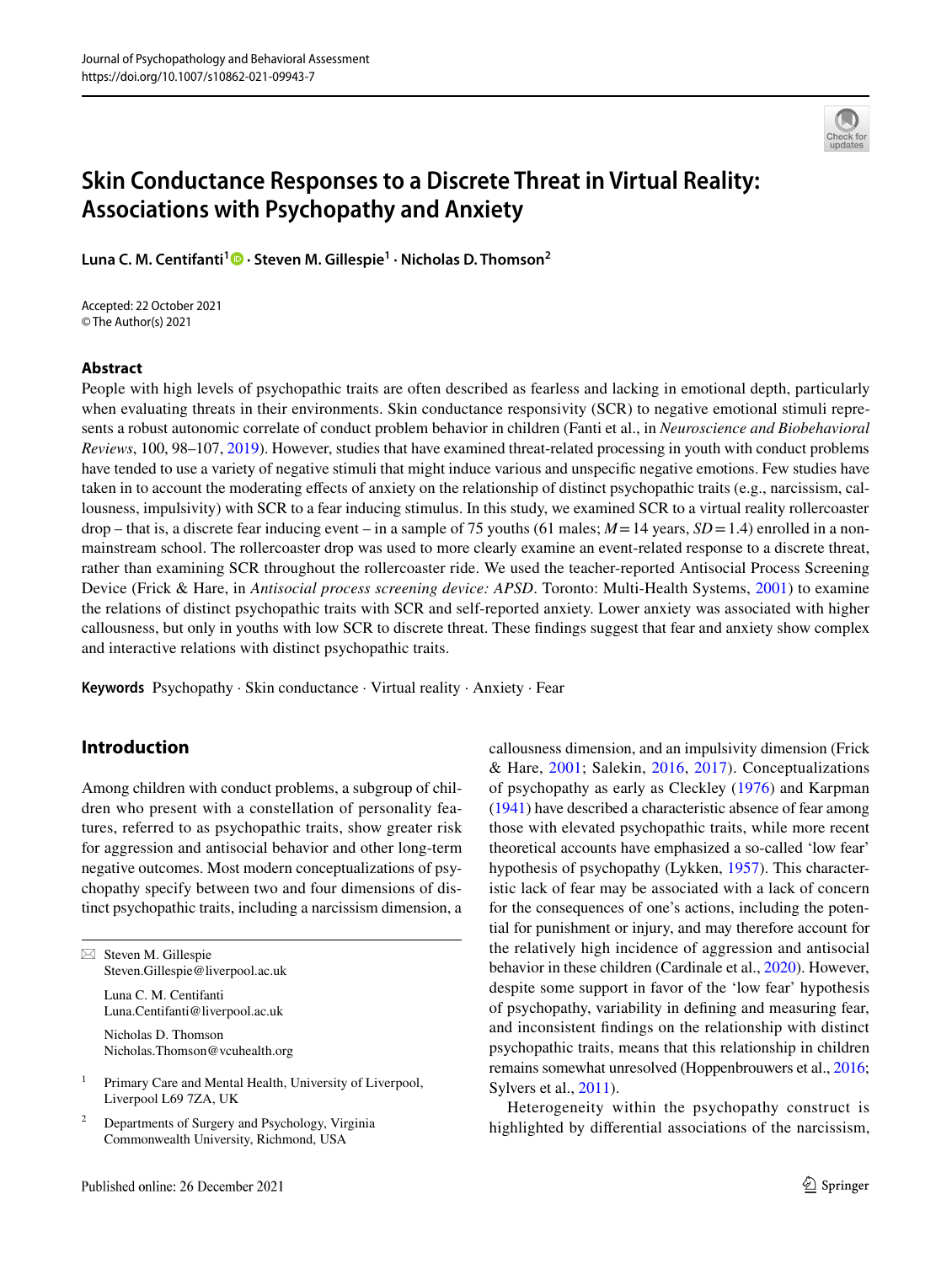# Skin Conductance Responses to a Discrete Threat in Virtual Reality: Associations with Psychopathy and Anxiety

**Luna C. M. Centifanti[1] · Steven M. Gillespie[1] · Nicholas D. Thomson[2]**

Accepted: 22 October 2021
© The Author(s) 2021

## Abstract

People with high levels of psychopathic traits are often described as fearless and lacking in emotional depth, particularly when evaluating threats in their environments. Skin conductance responsivity (SCR) to negative emotional stimuli represents a robust autonomic correlate of conduct problem behavior in children (Fanti et al., in *Neuroscience and Biobehavioral Reviews*, 100, 98–107, 2019). However, studies that have examined threat-related processing in youth with conduct problems have tended to use a variety of negative stimuli that might induce various and unspecific negative emotions. Few studies have taken in to account the moderating effects of anxiety on the relationship of distinct psychopathic traits (e.g., narcissism, callousness, impulsivity) with SCR to a fear inducing stimulus. In this study, we examined SCR to a virtual reality rollercoaster drop – that is, a discrete fear inducing event – in a sample of 75 youths (61 males; $M = 14$ years, $SD = 1.4$) enrolled in a non-mainstream school. The rollercoaster drop was used to more clearly examine an event-related response to a discrete threat, rather than examining SCR throughout the rollercoaster ride. We used the teacher-reported Antisocial Process Screening Device (Frick & Hare, in *Antisocial process screening device: APSD*. Toronto: Multi-Health Systems, 2001) to examine the relations of distinct psychopathic traits with SCR and self-reported anxiety. Lower anxiety was associated with higher callousness, but only in youths with low SCR to discrete threat. These findings suggest that fear and anxiety show complex and interactive relations with distinct psychopathic traits.

**Keywords** Psychopathy · Skin conductance · Virtual reality · Anxiety · Fear

## Introduction

Among children with conduct problems, a subgroup of children who present with a constellation of personality features, referred to as psychopathic traits, show greater risk for aggression and antisocial behavior and other long-term negative outcomes. Most modern conceptualizations of psychopathy specify between two and four dimensions of distinct psychopathic traits, including a narcissism dimension, a callousness dimension, and an impulsivity dimension (Frick & Hare, 2001; Salekin, 2016, 2017). Conceptualizations of psychopathy as early as Cleckley (1976) and Karpman (1941) have described a characteristic absence of fear among those with elevated psychopathic traits, while more recent theoretical accounts have emphasized a so-called 'low fear' hypothesis of psychopathy (Lykken, 1957). This characteristic lack of fear may be associated with a lack of concern for the consequences of one's actions, including the potential for punishment or injury, and may therefore account for the relatively high incidence of aggression and antisocial behavior in these children (Cardinale et al., 2020). However, despite some support in favor of the 'low fear' hypothesis of psychopathy, variability in defining and measuring fear, and inconsistent findings on the relationship with distinct psychopathic traits, means that this relationship in children remains somewhat unresolved (Hoppenbrouwers et al., 2016; Sylvers et al., 2011).

Heterogeneity within the psychopathy construct is highlighted by differential associations of the narcissism,

---

✉ Steven M. Gillespie
Steven.Gillespie@liverpool.ac.uk

Luna C. M. Centifanti
Luna.Centifanti@liverpool.ac.uk

Nicholas D. Thomson
Nicholas.Thomson@vcuhealth.org

[1] Primary Care and Mental Health, University of Liverpool, Liverpool L69 7ZA, UK

[2] Departments of Surgery and Psychology, Virginia Commonwealth University, Richmond, USA

Published online: 26 December 2021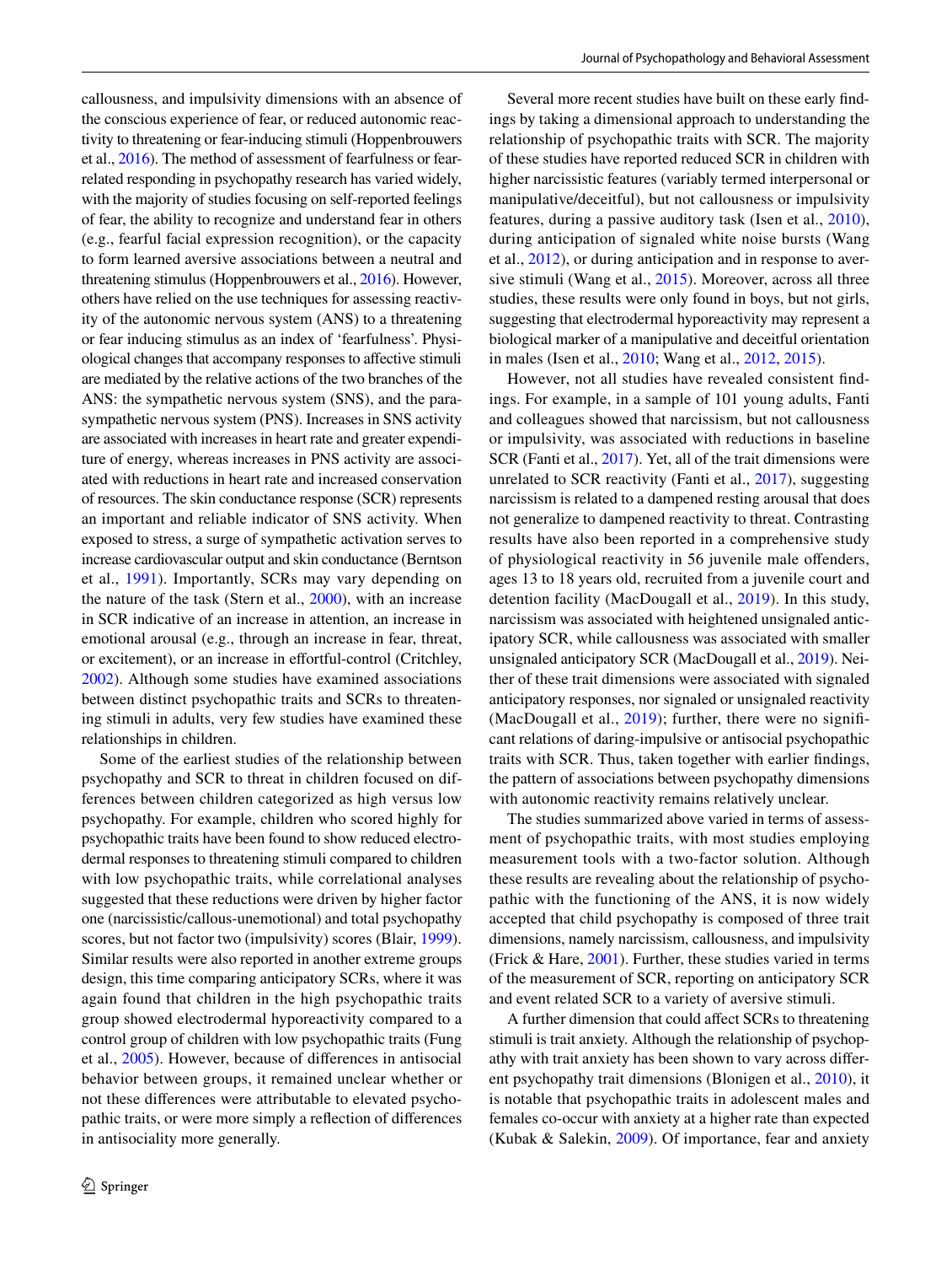callousness, and impulsivity dimensions with an absence of the conscious experience of fear, or reduced autonomic reactivity to threatening or fear-inducing stimuli (Hoppenbrouwers et al., 2016). The method of assessment of fearfulness or fear-related responding in psychopathy research has varied widely, with the majority of studies focusing on self-reported feelings of fear, the ability to recognize and understand fear in others (e.g., fearful facial expression recognition), or the capacity to form learned aversive associations between a neutral and threatening stimulus (Hoppenbrouwers et al., 2016). However, others have relied on the use techniques for assessing reactivity of the autonomic nervous system (ANS) to a threatening or fear inducing stimulus as an index of 'fearfulness'. Physiological changes that accompany responses to affective stimuli are mediated by the relative actions of the two branches of the ANS: the sympathetic nervous system (SNS), and the parasympathetic nervous system (PNS). Increases in SNS activity are associated with increases in heart rate and greater expenditure of energy, whereas increases in PNS activity are associated with reductions in heart rate and increased conservation of resources. The skin conductance response (SCR) represents an important and reliable indicator of SNS activity. When exposed to stress, a surge of sympathetic activation serves to increase cardiovascular output and skin conductance (Berntson et al., 1991). Importantly, SCRs may vary depending on the nature of the task (Stern et al., 2000), with an increase in SCR indicative of an increase in attention, an increase in emotional arousal (e.g., through an increase in fear, threat, or excitement), or an increase in effortful-control (Critchley, 2002). Although some studies have examined associations between distinct psychopathic traits and SCRs to threatening stimuli in adults, very few studies have examined these relationships in children.

Some of the earliest studies of the relationship between psychopathy and SCR to threat in children focused on differences between children categorized as high versus low psychopathy. For example, children who scored highly for psychopathic traits have been found to show reduced electrodermal responses to threatening stimuli compared to children with low psychopathic traits, while correlational analyses suggested that these reductions were driven by higher factor one (narcissistic/callous-unemotional) and total psychopathy scores, but not factor two (impulsivity) scores (Blair, 1999). Similar results were also reported in another extreme groups design, this time comparing anticipatory SCRs, where it was again found that children in the high psychopathic traits group showed electrodermal hyporeactivity compared to a control group of children with low psychopathic traits (Fung et al., 2005). However, because of differences in antisocial behavior between groups, it remained unclear whether or not these differences were attributable to elevated psychopathic traits, or were more simply a reflection of differences in antisociality more generally.

Several more recent studies have built on these early findings by taking a dimensional approach to understanding the relationship of psychopathic traits with SCR. The majority of these studies have reported reduced SCR in children with higher narcissistic features (variably termed interpersonal or manipulative/deceitful), but not callousness or impulsivity features, during a passive auditory task (Isen et al., 2010), during anticipation of signaled white noise bursts (Wang et al., 2012), or during anticipation and in response to aversive stimuli (Wang et al., 2015). Moreover, across all three studies, these results were only found in boys, but not girls, suggesting that electrodermal hyporeactivity may represent a biological marker of a manipulative and deceitful orientation in males (Isen et al., 2010; Wang et al., 2012, 2015).

However, not all studies have revealed consistent findings. For example, in a sample of 101 young adults, Fanti and colleagues showed that narcissism, but not callousness or impulsivity, was associated with reductions in baseline SCR (Fanti et al., 2017). Yet, all of the trait dimensions were unrelated to SCR reactivity (Fanti et al., 2017), suggesting narcissism is related to a dampened resting arousal that does not generalize to dampened reactivity to threat. Contrasting results have also been reported in a comprehensive study of physiological reactivity in 56 juvenile male offenders, ages 13 to 18 years old, recruited from a juvenile court and detention facility (MacDougall et al., 2019). In this study, narcissism was associated with heightened unsignaled anticipatory SCR, while callousness was associated with smaller unsignaled anticipatory SCR (MacDougall et al., 2019). Neither of these trait dimensions were associated with signaled anticipatory responses, nor signaled or unsignaled reactivity (MacDougall et al., 2019); further, there were no significant relations of daring-impulsive or antisocial psychopathic traits with SCR. Thus, taken together with earlier findings, the pattern of associations between psychopathy dimensions with autonomic reactivity remains relatively unclear.

The studies summarized above varied in terms of assessment of psychopathic traits, with most studies employing measurement tools with a two-factor solution. Although these results are revealing about the relationship of psychopathic with the functioning of the ANS, it is now widely accepted that child psychopathy is composed of three trait dimensions, namely narcissism, callousness, and impulsivity (Frick & Hare, 2001). Further, these studies varied in terms of the measurement of SCR, reporting on anticipatory SCR and event related SCR to a variety of aversive stimuli.

A further dimension that could affect SCRs to threatening stimuli is trait anxiety. Although the relationship of psychopathy with trait anxiety has been shown to vary across different psychopathy trait dimensions (Blonigen et al., 2010), it is notable that psychopathic traits in adolescent males and females co-occur with anxiety at a higher rate than expected (Kubak & Salekin, 2009). Of importance, fear and anxiety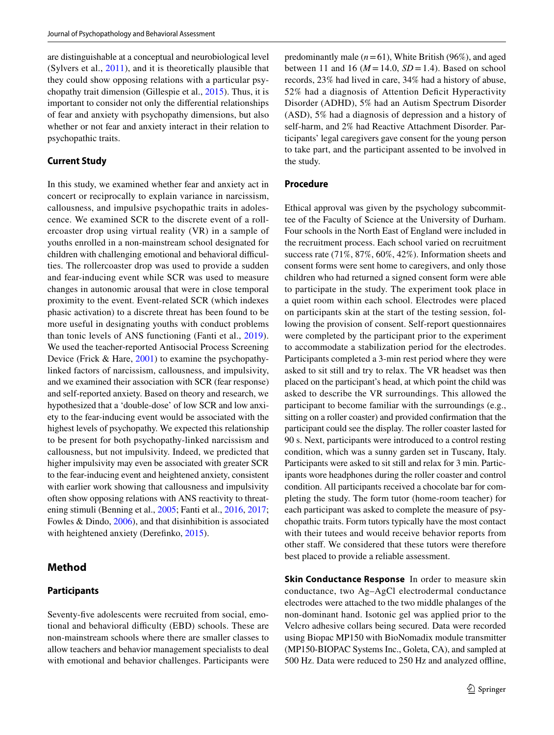are distinguishable at a conceptual and neurobiological level (Sylvers et al., 2011), and it is theoretically plausible that they could show opposing relations with a particular psychopathy trait dimension (Gillespie et al., 2015). Thus, it is important to consider not only the differential relationships of fear and anxiety with psychopathy dimensions, but also whether or not fear and anxiety interact in their relation to psychopathic traits.

### Current Study

In this study, we examined whether fear and anxiety act in concert or reciprocally to explain variance in narcissism, callousness, and impulsive psychopathic traits in adolescence. We examined SCR to the discrete event of a rollercoaster drop using virtual reality (VR) in a sample of youths enrolled in a non-mainstream school designated for children with challenging emotional and behavioral difficulties. The rollercoaster drop was used to provide a sudden and fear-inducing event while SCR was used to measure changes in autonomic arousal that were in close temporal proximity to the event. Event-related SCR (which indexes phasic activation) to a discrete threat has been found to be more useful in designating youths with conduct problems than tonic levels of ANS functioning (Fanti et al., 2019). We used the teacher-reported Antisocial Process Screening Device (Frick & Hare, 2001) to examine the psychopathy-linked factors of narcissism, callousness, and impulsivity, and we examined their association with SCR (fear response) and self-reported anxiety. Based on theory and research, we hypothesized that a 'double-dose' of low SCR and low anxiety to the fear-inducing event would be associated with the highest levels of psychopathy. We expected this relationship to be present for both psychopathy-linked narcissism and callousness, but not impulsivity. Indeed, we predicted that higher impulsivity may even be associated with greater SCR to the fear-inducing event and heightened anxiety, consistent with earlier work showing that callousness and impulsivity often show opposing relations with ANS reactivity to threatening stimuli (Benning et al., 2005; Fanti et al., 2016, 2017; Fowles & Dindo, 2006), and that disinhibition is associated with heightened anxiety (Derefinko, 2015).

## Method

### Participants

Seventy-five adolescents were recruited from social, emotional and behavioral difficulty (EBD) schools. These are non-mainstream schools where there are smaller classes to allow teachers and behavior management specialists to deal with emotional and behavior challenges. Participants were predominantly male ($n = 61$), White British (96%), and aged between 11 and 16 ($M = 14.0$, $SD = 1.4$). Based on school records, 23% had lived in care, 34% had a history of abuse, 52% had a diagnosis of Attention Deficit Hyperactivity Disorder (ADHD), 5% had an Autism Spectrum Disorder (ASD), 5% had a diagnosis of depression and a history of self-harm, and 2% had Reactive Attachment Disorder. Participants' legal caregivers gave consent for the young person to take part, and the participant assented to be involved in the study.

### Procedure

Ethical approval was given by the psychology subcommittee of the Faculty of Science at the University of Durham. Four schools in the North East of England were included in the recruitment process. Each school varied on recruitment success rate (71%, 87%, 60%, 42%). Information sheets and consent forms were sent home to caregivers, and only those children who had returned a signed consent form were able to participate in the study. The experiment took place in a quiet room within each school. Electrodes were placed on participants skin at the start of the testing session, following the provision of consent. Self-report questionnaires were completed by the participant prior to the experiment to accommodate a stabilization period for the electrodes. Participants completed a 3-min rest period where they were asked to sit still and try to relax. The VR headset was then placed on the participant's head, at which point the child was asked to describe the VR surroundings. This allowed the participant to become familiar with the surroundings (e.g., sitting on a roller coaster) and provided confirmation that the participant could see the display. The roller coaster lasted for 90 s. Next, participants were introduced to a control resting condition, which was a sunny garden set in Tuscany, Italy. Participants were asked to sit still and relax for 3 min. Participants wore headphones during the roller coaster and control condition. All participants received a chocolate bar for completing the study. The form tutor (home-room teacher) for each participant was asked to complete the measure of psychopathic traits. Form tutors typically have the most contact with their tutees and would receive behavior reports from other staff. We considered that these tutors were therefore best placed to provide a reliable assessment.

**Skin Conductance Response** In order to measure skin conductance, two Ag–AgCl electrodermal conductance electrodes were attached to the two middle phalanges of the non-dominant hand. Isotonic gel was applied prior to the Velcro adhesive collars being secured. Data were recorded using Biopac MP150 with BioNomadix module transmitter (MP150-BIOPAC Systems Inc., Goleta, CA), and sampled at 500 Hz. Data were reduced to 250 Hz and analyzed offline,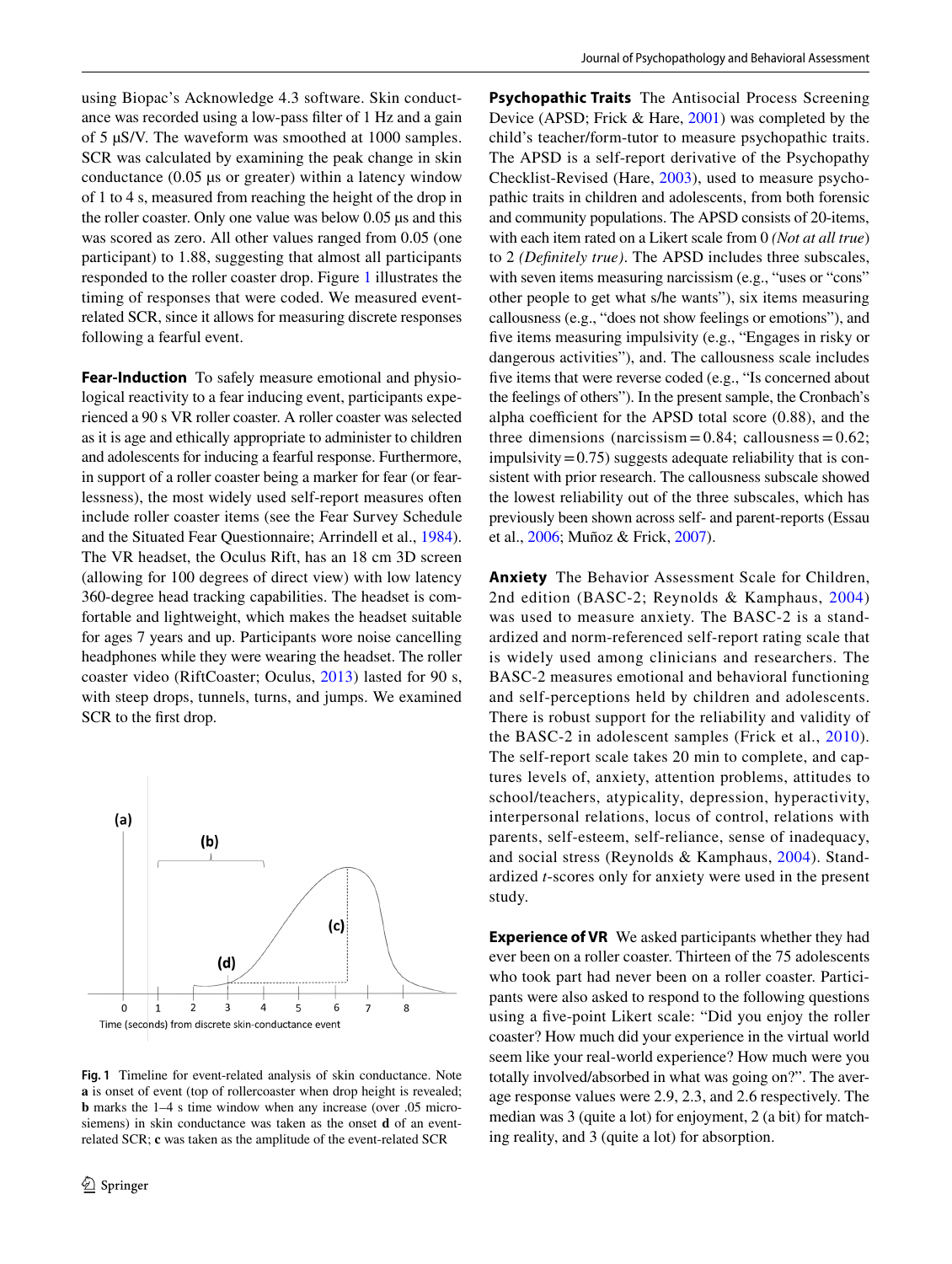using Biopac's Acknowledge 4.3 software. Skin conductance was recorded using a low-pass filter of 1 Hz and a gain of 5 μS/V. The waveform was smoothed at 1000 samples. SCR was calculated by examining the peak change in skin conductance (0.05 μs or greater) within a latency window of 1 to 4 s, measured from reaching the height of the drop in the roller coaster. Only one value was below 0.05 μs and this was scored as zero. All other values ranged from 0.05 (one participant) to 1.88, suggesting that almost all participants responded to the roller coaster drop. Figure 1 illustrates the timing of responses that were coded. We measured event-related SCR, since it allows for measuring discrete responses following a fearful event.

**Fear-Induction** To safely measure emotional and physiological reactivity to a fear inducing event, participants experienced a 90 s VR roller coaster. A roller coaster was selected as it is age and ethically appropriate to administer to children and adolescents for inducing a fearful response. Furthermore, in support of a roller coaster being a marker for fear (or fearlessness), the most widely used self-report measures often include roller coaster items (see the Fear Survey Schedule and the Situated Fear Questionnaire; Arrindell et al., 1984). The VR headset, the Oculus Rift, has an 18 cm 3D screen (allowing for 100 degrees of direct view) with low latency 360-degree head tracking capabilities. The headset is comfortable and lightweight, which makes the headset suitable for ages 7 years and up. Participants wore noise cancelling headphones while they were wearing the headset. The roller coaster video (RiftCoaster; Oculus, 2013) lasted for 90 s, with steep drops, tunnels, turns, and jumps. We examined SCR to the first drop.

**Fig. 1** Timeline for event-related analysis of skin conductance. Note **a** is onset of event (top of rollercoaster when drop height is revealed; **b** marks the 1–4 s time window when any increase (over .05 microsiemens) in skin conductance was taken as the onset **d** of an event-related SCR; **c** was taken as the amplitude of the event-related SCR

**Psychopathic Traits** The Antisocial Process Screening Device (APSD; Frick & Hare, 2001) was completed by the child's teacher/form-tutor to measure psychopathic traits. The APSD is a self-report derivative of the Psychopathy Checklist-Revised (Hare, 2003), used to measure psychopathic traits in children and adolescents, from both forensic and community populations. The APSD consists of 20-items, with each item rated on a Likert scale from 0 *(Not at all true)* to 2 *(Definitely true)*. The APSD includes three subscales, with seven items measuring narcissism (e.g., "uses or "cons" other people to get what s/he wants"), six items measuring callousness (e.g., "does not show feelings or emotions"), and five items measuring impulsivity (e.g., "Engages in risky or dangerous activities"), and. The callousness scale includes five items that were reverse coded (e.g., "Is concerned about the feelings of others"). In the present sample, the Cronbach's alpha coefficient for the APSD total score (0.88), and the three dimensions (narcissism = 0.84; callousness = 0.62; impulsivity = 0.75) suggests adequate reliability that is consistent with prior research. The callousness subscale showed the lowest reliability out of the three subscales, which has previously been shown across self- and parent-reports (Essau et al., 2006; Muñoz & Frick, 2007).

**Anxiety** The Behavior Assessment Scale for Children, 2nd edition (BASC-2; Reynolds & Kamphaus, 2004) was used to measure anxiety. The BASC-2 is a standardized and norm-referenced self-report rating scale that is widely used among clinicians and researchers. The BASC-2 measures emotional and behavioral functioning and self-perceptions held by children and adolescents. There is robust support for the reliability and validity of the BASC-2 in adolescent samples (Frick et al., 2010). The self-report scale takes 20 min to complete, and captures levels of, anxiety, attention problems, attitudes to school/teachers, atypicality, depression, hyperactivity, interpersonal relations, locus of control, relations with parents, self-esteem, self-reliance, sense of inadequacy, and social stress (Reynolds & Kamphaus, 2004). Standardized *t*-scores only for anxiety were used in the present study.

**Experience of VR** We asked participants whether they had ever been on a roller coaster. Thirteen of the 75 adolescents who took part had never been on a roller coaster. Participants were also asked to respond to the following questions using a five-point Likert scale: "Did you enjoy the roller coaster? How much did your experience in the virtual world seem like your real-world experience? How much were you totally involved/absorbed in what was going on?". The average response values were 2.9, 2.3, and 2.6 respectively. The median was 3 (quite a lot) for enjoyment, 2 (a bit) for matching reality, and 3 (quite a lot) for absorption.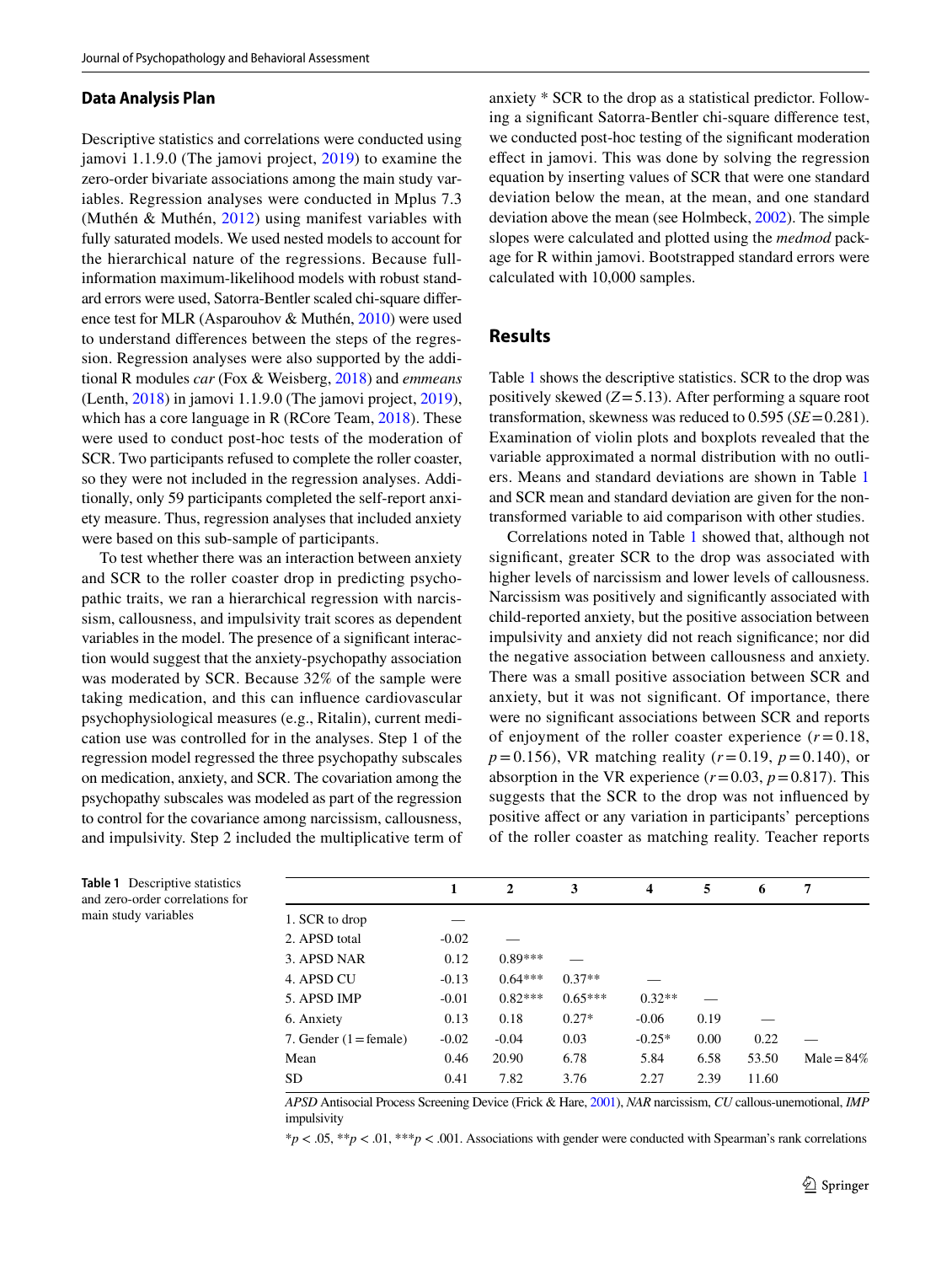## Data Analysis Plan

Descriptive statistics and correlations were conducted using jamovi 1.1.9.0 (The jamovi project, 2019) to examine the zero-order bivariate associations among the main study variables. Regression analyses were conducted in Mplus 7.3 (Muthén & Muthén, 2012) using manifest variables with fully saturated models. We used nested models to account for the hierarchical nature of the regressions. Because full-information maximum-likelihood models with robust standard errors were used, Satorra-Bentler scaled chi-square difference test for MLR (Asparouhov & Muthén, 2010) were used to understand differences between the steps of the regression. Regression analyses were also supported by the additional R modules *car* (Fox & Weisberg, 2018) and *emmeans* (Lenth, 2018) in jamovi 1.1.9.0 (The jamovi project, 2019), which has a core language in R (RCore Team, 2018). These were used to conduct post-hoc tests of the moderation of SCR. Two participants refused to complete the roller coaster, so they were not included in the regression analyses. Additionally, only 59 participants completed the self-report anxiety measure. Thus, regression analyses that included anxiety were based on this sub-sample of participants.

To test whether there was an interaction between anxiety and SCR to the roller coaster drop in predicting psychopathic traits, we ran a hierarchical regression with narcissism, callousness, and impulsivity trait scores as dependent variables in the model. The presence of a significant interaction would suggest that the anxiety-psychopathy association was moderated by SCR. Because 32% of the sample were taking medication, and this can influence cardiovascular psychophysiological measures (e.g., Ritalin), current medication use was controlled for in the analyses. Step 1 of the regression model regressed the three psychopathy subscales on medication, anxiety, and SCR. The covariation among the psychopathy subscales was modeled as part of the regression to control for the covariance among narcissism, callousness, and impulsivity. Step 2 included the multiplicative term of anxiety * SCR to the drop as a statistical predictor. Following a significant Satorra-Bentler chi-square difference test, we conducted post-hoc testing of the significant moderation effect in jamovi. This was done by solving the regression equation by inserting values of SCR that were one standard deviation below the mean, at the mean, and one standard deviation above the mean (see Holmbeck, 2002). The simple slopes were calculated and plotted using the *medmod* package for R within jamovi. Bootstrapped standard errors were calculated with 10,000 samples.

## Results

Table 1 shows the descriptive statistics. SCR to the drop was positively skewed ($Z = 5.13$). After performing a square root transformation, skewness was reduced to 0.595 ($SE = 0.281$). Examination of violin plots and boxplots revealed that the variable approximated a normal distribution with no outliers. Means and standard deviations are shown in Table 1 and SCR mean and standard deviation are given for the non-transformed variable to aid comparison with other studies.

Correlations noted in Table 1 showed that, although not significant, greater SCR to the drop was associated with higher levels of narcissism and lower levels of callousness. Narcissism was positively and significantly associated with child-reported anxiety, but the positive association between impulsivity and anxiety did not reach significance; nor did the negative association between callousness and anxiety. There was a small positive association between SCR and anxiety, but it was not significant. Of importance, there were no significant associations between SCR and reports of enjoyment of the roller coaster experience ($r = 0.18$, $p = 0.156$), VR matching reality ($r = 0.19$, $p = 0.140$), or absorption in the VR experience ($r = 0.03$, $p = 0.817$). This suggests that the SCR to the drop was not influenced by positive affect or any variation in participants' perceptions of the roller coaster as matching reality. Teacher reports

**Table 1** Descriptive statistics and zero-order correlations for main study variables

| | 1 | 2 | 3 | 4 | 5 | 6 | 7 |
|---|---|---|---|---|---|---|---|
| 1. SCR to drop | — | | | | | | |
| 2. APSD total | -0.02 | — | | | | | |
| 3. APSD NAR | 0.12 | 0.89*** | — | | | | |
| 4. APSD CU | -0.13 | 0.64*** | 0.37** | — | | | |
| 5. APSD IMP | -0.01 | 0.82*** | 0.65*** | 0.32** | — | | |
| 6. Anxiety | 0.13 | 0.18 | 0.27* | -0.06 | 0.19 | — | |
| 7. Gender (1 = female) | -0.02 | -0.04 | 0.03 | -0.25* | 0.00 | 0.22 | — |
| Mean | 0.46 | 20.90 | 6.78 | 5.84 | 6.58 | 53.50 | Male = 84% |
| SD | 0.41 | 7.82 | 3.76 | 2.27 | 2.39 | 11.60 | |

*APSD* Antisocial Process Screening Device (Frick & Hare, 2001), *NAR* narcissism, *CU* callous-unemotional, *IMP* impulsivity

*$p < .05$, **$p < .01$, ***$p < .001$. Associations with gender were conducted with Spearman's rank correlations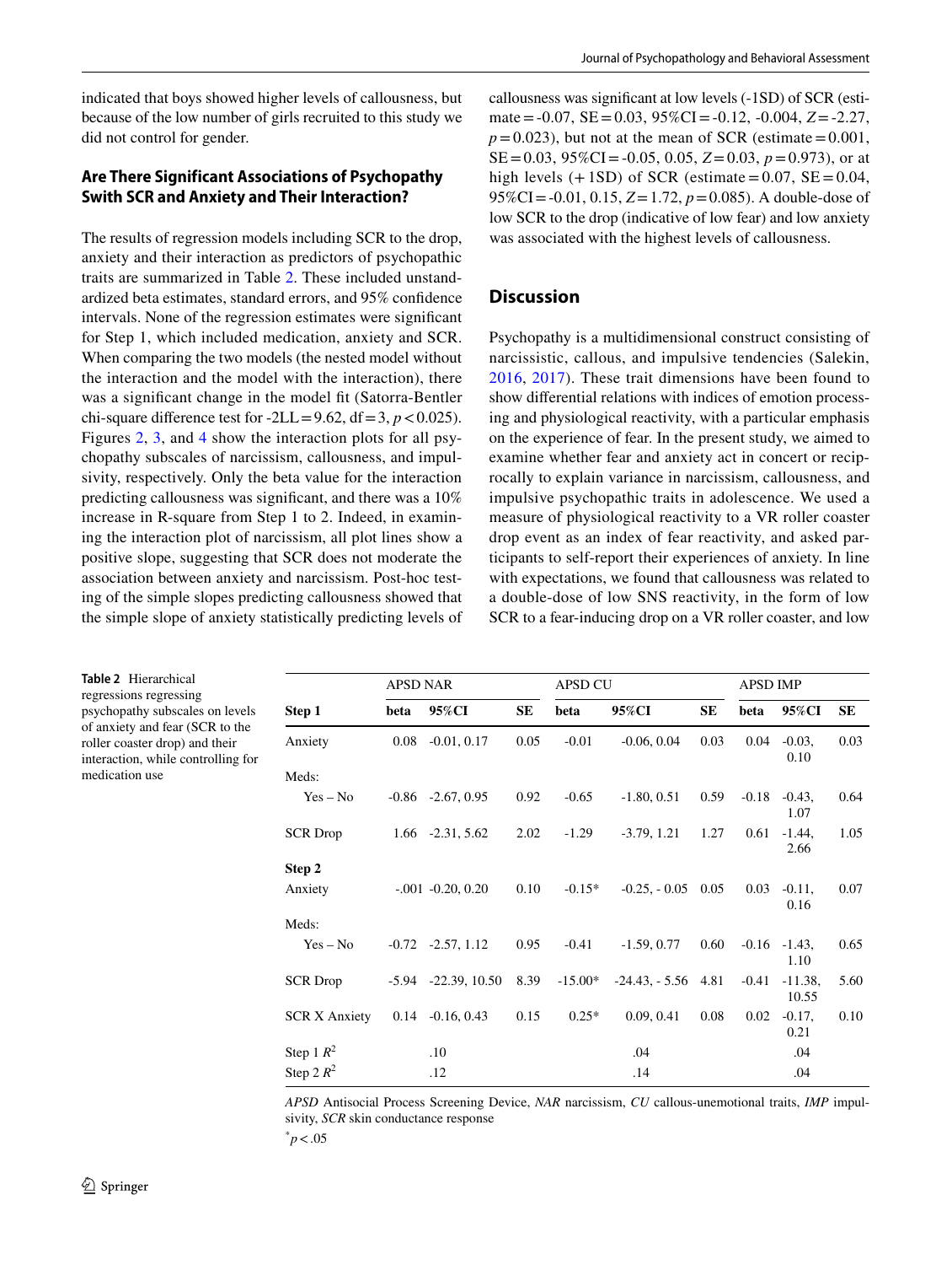indicated that boys showed higher levels of callousness, but because of the low number of girls recruited to this study we did not control for gender.

### Are There Significant Associations of Psychopathy Swith SCR and Anxiety and Their Interaction?

The results of regression models including SCR to the drop, anxiety and their interaction as predictors of psychopathic traits are summarized in Table 2. These included unstandardized beta estimates, standard errors, and 95% confidence intervals. None of the regression estimates were significant for Step 1, which included medication, anxiety and SCR. When comparing the two models (the nested model without the interaction and the model with the interaction), there was a significant change in the model fit (Satorra-Bentler chi-square difference test for -2LL = 9.62, df = 3, $p < 0.025$). Figures 2, 3, and 4 show the interaction plots for all psychopathy subscales of narcissism, callousness, and impulsivity, respectively. Only the beta value for the interaction predicting callousness was significant, and there was a 10% increase in R-square from Step 1 to 2. Indeed, in examining the interaction plot of narcissism, all plot lines show a positive slope, suggesting that SCR does not moderate the association between anxiety and narcissism. Post-hoc testing of the simple slopes predicting callousness showed that the simple slope of anxiety statistically predicting levels of callousness was significant at low levels (-1SD) of SCR (estimate = -0.07, SE = 0.03, 95%CI = -0.12, -0.004, $Z$ = -2.27, $p = 0.023$), but not at the mean of SCR (estimate = 0.001, SE = 0.03, 95%CI = -0.05, 0.05, $Z$ = 0.03, $p = 0.973$), or at high levels (+1SD) of SCR (estimate = 0.07, SE = 0.04, 95%CI = -0.01, 0.15, $Z$ = 1.72, $p = 0.085$). A double-dose of low SCR to the drop (indicative of low fear) and low anxiety was associated with the highest levels of callousness.

## Discussion

Psychopathy is a multidimensional construct consisting of narcissistic, callous, and impulsive tendencies (Salekin, 2016, 2017). These trait dimensions have been found to show differential relations with indices of emotion processing and physiological reactivity, with a particular emphasis on the experience of fear. In the present study, we aimed to examine whether fear and anxiety act in concert or reciprocally to explain variance in narcissism, callousness, and impulsive psychopathic traits in adolescence. We used a measure of physiological reactivity to a VR roller coaster drop event as an index of fear reactivity, and asked participants to self-report their experiences of anxiety. In line with expectations, we found that callousness was related to a double-dose of low SNS reactivity, in the form of low SCR to a fear-inducing drop on a VR roller coaster, and low

**Table 2** Hierarchical regressions regressing psychopathy subscales on levels of anxiety and fear (SCR to the roller coaster drop) and their interaction, while controlling for medication use

| | APSD NAR | | | APSD CU | | | APSD IMP | | |
|---|---|---|---|---|---|---|---|---|---|
| **Step 1** | **beta** | **95%CI** | **SE** | **beta** | **95%CI** | **SE** | **beta** | **95%CI** | **SE** |
| Anxiety | 0.08 | -0.01, 0.17 | 0.05 | -0.01 | -0.06, 0.04 | 0.03 | 0.04 | -0.03, 0.10 | 0.03 |
| Meds: | | | | | | | | | |
| Yes – No | -0.86 | -2.67, 0.95 | 0.92 | -0.65 | -1.80, 0.51 | 0.59 | -0.18 | -0.43, 1.07 | 0.64 |
| SCR Drop | 1.66 | -2.31, 5.62 | 2.02 | -1.29 | -3.79, 1.21 | 1.27 | 0.61 | -1.44, 2.66 | 1.05 |
| **Step 2** | | | | | | | | | |
| Anxiety | -.001 | -0.20, 0.20 | 0.10 | -0.15* | -0.25, - 0.05 | 0.05 | 0.03 | -0.11, 0.16 | 0.07 |
| Meds: | | | | | | | | | |
| Yes – No | -0.72 | -2.57, 1.12 | 0.95 | -0.41 | -1.59, 0.77 | 0.60 | -0.16 | -1.43, 1.10 | 0.65 |
| SCR Drop | -5.94 | -22.39, 10.50 | 8.39 | -15.00* | -24.43, - 5.56 | 4.81 | -0.41 | -11.38, 10.55 | 5.60 |
| SCR X Anxiety | 0.14 | -0.16, 0.43 | 0.15 | 0.25* | 0.09, 0.41 | 0.08 | 0.02 | -0.17, 0.21 | 0.10 |
| Step 1 $R^2$ | | .10 | | | .04 | | | .04 | |
| Step 2 $R^2$ | | .12 | | | .14 | | | .04 | |

*APSD* Antisocial Process Screening Device, *NAR* narcissism, *CU* callous-unemotional traits, *IMP* impulsivity, *SCR* skin conductance response

*$p < .05$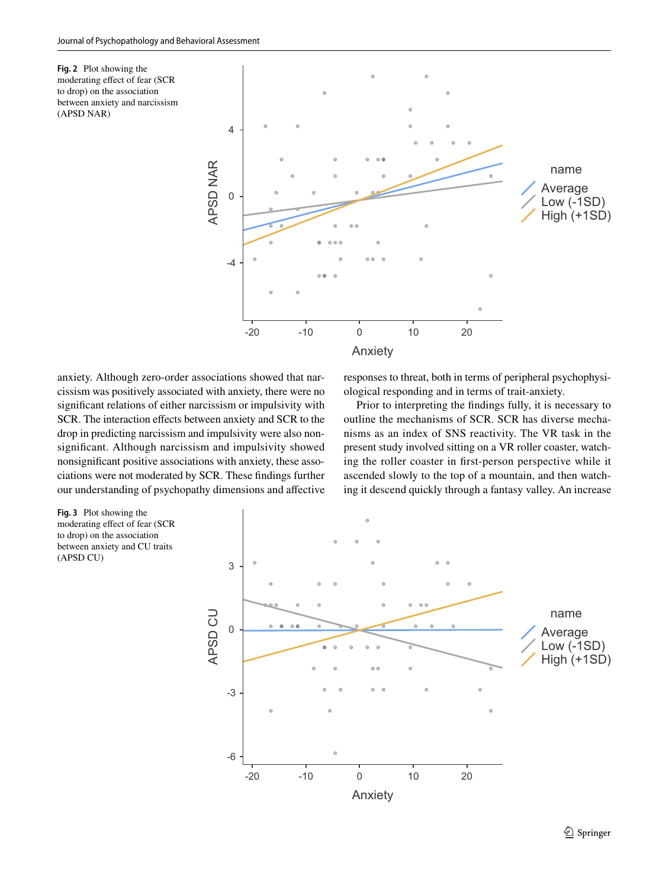**Fig. 2** Plot showing the moderating effect of fear (SCR to drop) on the association between anxiety and narcissism (APSD NAR)

anxiety. Although zero-order associations showed that narcissism was positively associated with anxiety, there were no significant relations of either narcissism or impulsivity with SCR. The interaction effects between anxiety and SCR to the drop in predicting narcissism and impulsivity were also nonsignificant. Although narcissism and impulsivity showed nonsignificant positive associations with anxiety, these associations were not moderated by SCR. These findings further our understanding of psychopathy dimensions and affective responses to threat, both in terms of peripheral psychophysiological responding and in terms of trait-anxiety.

Prior to interpreting the findings fully, it is necessary to outline the mechanisms of SCR. SCR has diverse mechanisms as an index of SNS reactivity. The VR task in the present study involved sitting on a VR roller coaster, watching the roller coaster in first-person perspective while it ascended slowly to the top of a mountain, and then watching it descend quickly through a fantasy valley. An increase

**Fig. 3** Plot showing the moderating effect of fear (SCR to drop) on the association between anxiety and CU traits (APSD CU)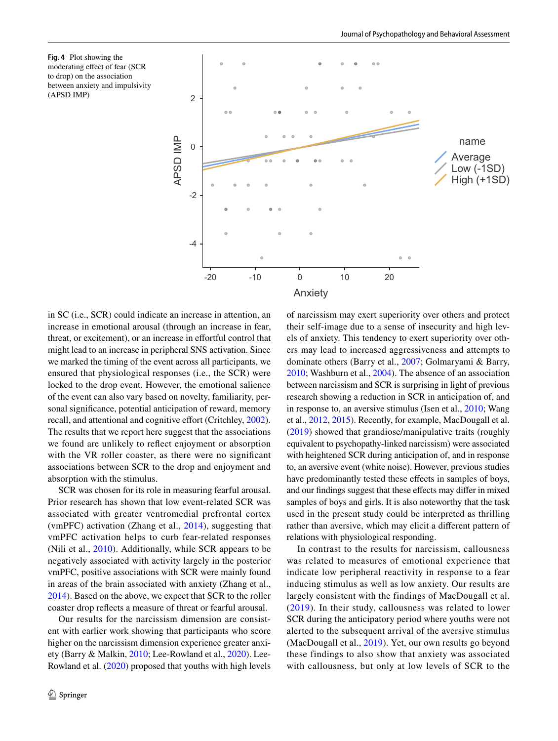**Fig. 4** Plot showing the moderating effect of fear (SCR to drop) on the association between anxiety and impulsivity (APSD IMP)

in SC (i.e., SCR) could indicate an increase in attention, an increase in emotional arousal (through an increase in fear, threat, or excitement), or an increase in effortful control that might lead to an increase in peripheral SNS activation. Since we marked the timing of the event across all participants, we ensured that physiological responses (i.e., the SCR) were locked to the drop event. However, the emotional salience of the event can also vary based on novelty, familiarity, personal significance, potential anticipation of reward, memory recall, and attentional and cognitive effort (Critchley, 2002). The results that we report here suggest that the associations we found are unlikely to reflect enjoyment or absorption with the VR roller coaster, as there were no significant associations between SCR to the drop and enjoyment and absorption with the stimulus.

SCR was chosen for its role in measuring fearful arousal. Prior research has shown that low event-related SCR was associated with greater ventromedial prefrontal cortex (vmPFC) activation (Zhang et al., 2014), suggesting that vmPFC activation helps to curb fear-related responses (Nili et al., 2010). Additionally, while SCR appears to be negatively associated with activity largely in the posterior vmPFC, positive associations with SCR were mainly found in areas of the brain associated with anxiety (Zhang et al., 2014). Based on the above, we expect that SCR to the roller coaster drop reflects a measure of threat or fearful arousal.

Our results for the narcissism dimension are consistent with earlier work showing that participants who score higher on the narcissism dimension experience greater anxiety (Barry & Malkin, 2010; Lee-Rowland et al., 2020). Lee-Rowland et al. (2020) proposed that youths with high levels of narcissism may exert superiority over others and protect their self-image due to a sense of insecurity and high levels of anxiety. This tendency to exert superiority over others may lead to increased aggressiveness and attempts to dominate others (Barry et al., 2007; Golmaryami & Barry, 2010; Washburn et al., 2004). The absence of an association between narcissism and SCR is surprising in light of previous research showing a reduction in SCR in anticipation of, and in response to, an aversive stimulus (Isen et al., 2010; Wang et al., 2012, 2015). Recently, for example, MacDougall et al. (2019) showed that grandiose/manipulative traits (roughly equivalent to psychopathy-linked narcissism) were associated with heightened SCR during anticipation of, and in response to, an aversive event (white noise). However, previous studies have predominantly tested these effects in samples of boys, and our findings suggest that these effects may differ in mixed samples of boys and girls. It is also noteworthy that the task used in the present study could be interpreted as thrilling rather than aversive, which may elicit a different pattern of relations with physiological responding.

In contrast to the results for narcissism, callousness was related to measures of emotional experience that indicate low peripheral reactivity in response to a fear inducing stimulus as well as low anxiety. Our results are largely consistent with the findings of MacDougall et al. (2019). In their study, callousness was related to lower SCR during the anticipatory period where youths were not alerted to the subsequent arrival of the aversive stimulus (MacDougall et al., 2019). Yet, our own results go beyond these findings to also show that anxiety was associated with callousness, but only at low levels of SCR to the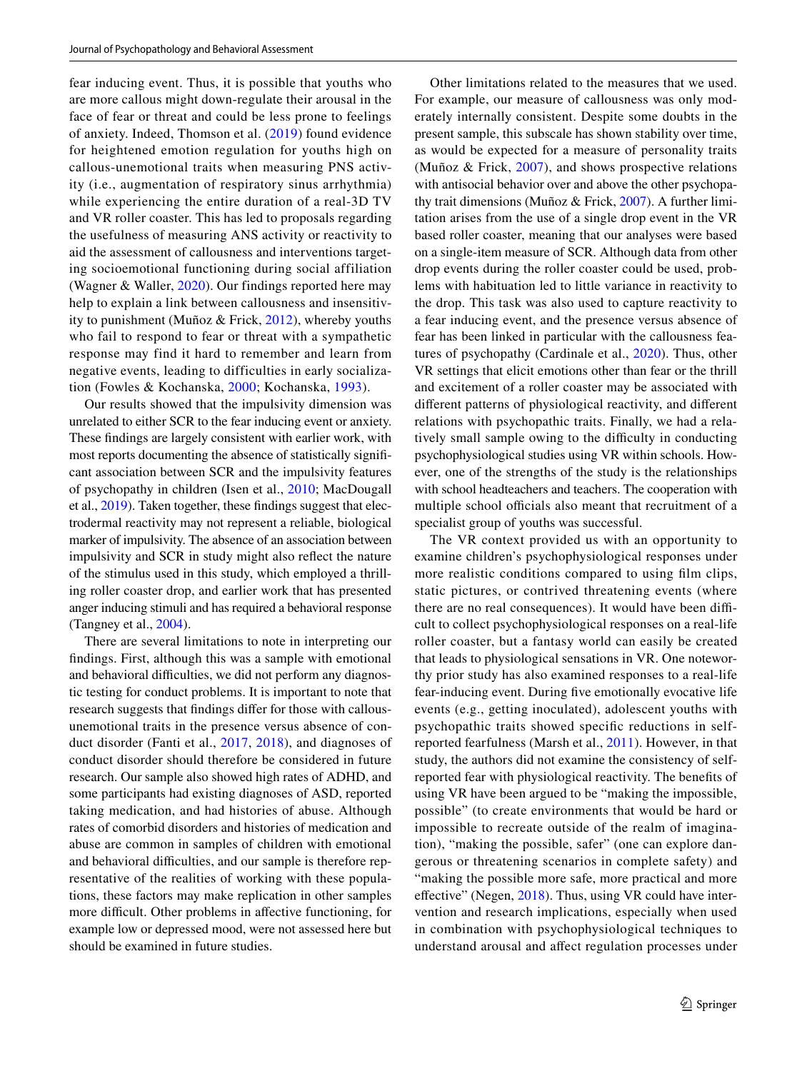fear inducing event. Thus, it is possible that youths who are more callous might down-regulate their arousal in the face of fear or threat and could be less prone to feelings of anxiety. Indeed, Thomson et al. (2019) found evidence for heightened emotion regulation for youths high on callous-unemotional traits when measuring PNS activity (i.e., augmentation of respiratory sinus arrhythmia) while experiencing the entire duration of a real-3D TV and VR roller coaster. This has led to proposals regarding the usefulness of measuring ANS activity or reactivity to aid the assessment of callousness and interventions targeting socioemotional functioning during social affiliation (Wagner & Waller, 2020). Our findings reported here may help to explain a link between callousness and insensitivity to punishment (Muñoz & Frick, 2012), whereby youths who fail to respond to fear or threat with a sympathetic response may find it hard to remember and learn from negative events, leading to difficulties in early socialization (Fowles & Kochanska, 2000; Kochanska, 1993).

Our results showed that the impulsivity dimension was unrelated to either SCR to the fear inducing event or anxiety. These findings are largely consistent with earlier work, with most reports documenting the absence of statistically significant association between SCR and the impulsivity features of psychopathy in children (Isen et al., 2010; MacDougall et al., 2019). Taken together, these findings suggest that electrodermal reactivity may not represent a reliable, biological marker of impulsivity. The absence of an association between impulsivity and SCR in study might also reflect the nature of the stimulus used in this study, which employed a thrilling roller coaster drop, and earlier work that has presented anger inducing stimuli and has required a behavioral response (Tangney et al., 2004).

There are several limitations to note in interpreting our findings. First, although this was a sample with emotional and behavioral difficulties, we did not perform any diagnostic testing for conduct problems. It is important to note that research suggests that findings differ for those with callous-unemotional traits in the presence versus absence of conduct disorder (Fanti et al., 2017, 2018), and diagnoses of conduct disorder should therefore be considered in future research. Our sample also showed high rates of ADHD, and some participants had existing diagnoses of ASD, reported taking medication, and had histories of abuse. Although rates of comorbid disorders and histories of medication and abuse are common in samples of children with emotional and behavioral difficulties, and our sample is therefore representative of the realities of working with these populations, these factors may make replication in other samples more difficult. Other problems in affective functioning, for example low or depressed mood, were not assessed here but should be examined in future studies.

Other limitations related to the measures that we used. For example, our measure of callousness was only moderately internally consistent. Despite some doubts in the present sample, this subscale has shown stability over time, as would be expected for a measure of personality traits (Muñoz & Frick, 2007), and shows prospective relations with antisocial behavior over and above the other psychopathy trait dimensions (Muñoz & Frick, 2007). A further limitation arises from the use of a single drop event in the VR based roller coaster, meaning that our analyses were based on a single-item measure of SCR. Although data from other drop events during the roller coaster could be used, problems with habituation led to little variance in reactivity to the drop. This task was also used to capture reactivity to a fear inducing event, and the presence versus absence of fear has been linked in particular with the callousness features of psychopathy (Cardinale et al., 2020). Thus, other VR settings that elicit emotions other than fear or the thrill and excitement of a roller coaster may be associated with different patterns of physiological reactivity, and different relations with psychopathic traits. Finally, we had a relatively small sample owing to the difficulty in conducting psychophysiological studies using VR within schools. However, one of the strengths of the study is the relationships with school headteachers and teachers. The cooperation with multiple school officials also meant that recruitment of a specialist group of youths was successful.

The VR context provided us with an opportunity to examine children's psychophysiological responses under more realistic conditions compared to using film clips, static pictures, or contrived threatening events (where there are no real consequences). It would have been difficult to collect psychophysiological responses on a real-life roller coaster, but a fantasy world can easily be created that leads to physiological sensations in VR. One noteworthy prior study has also examined responses to a real-life fear-inducing event. During five emotionally evocative life events (e.g., getting inoculated), adolescent youths with psychopathic traits showed specific reductions in self-reported fearfulness (Marsh et al., 2011). However, in that study, the authors did not examine the consistency of self-reported fear with physiological reactivity. The benefits of using VR have been argued to be "making the impossible, possible" (to create environments that would be hard or impossible to recreate outside of the realm of imagination), "making the possible, safer" (one can explore dangerous or threatening scenarios in complete safety) and "making the possible more safe, more practical and more effective" (Negen, 2018). Thus, using VR could have intervention and research implications, especially when used in combination with psychophysiological techniques to understand arousal and affect regulation processes under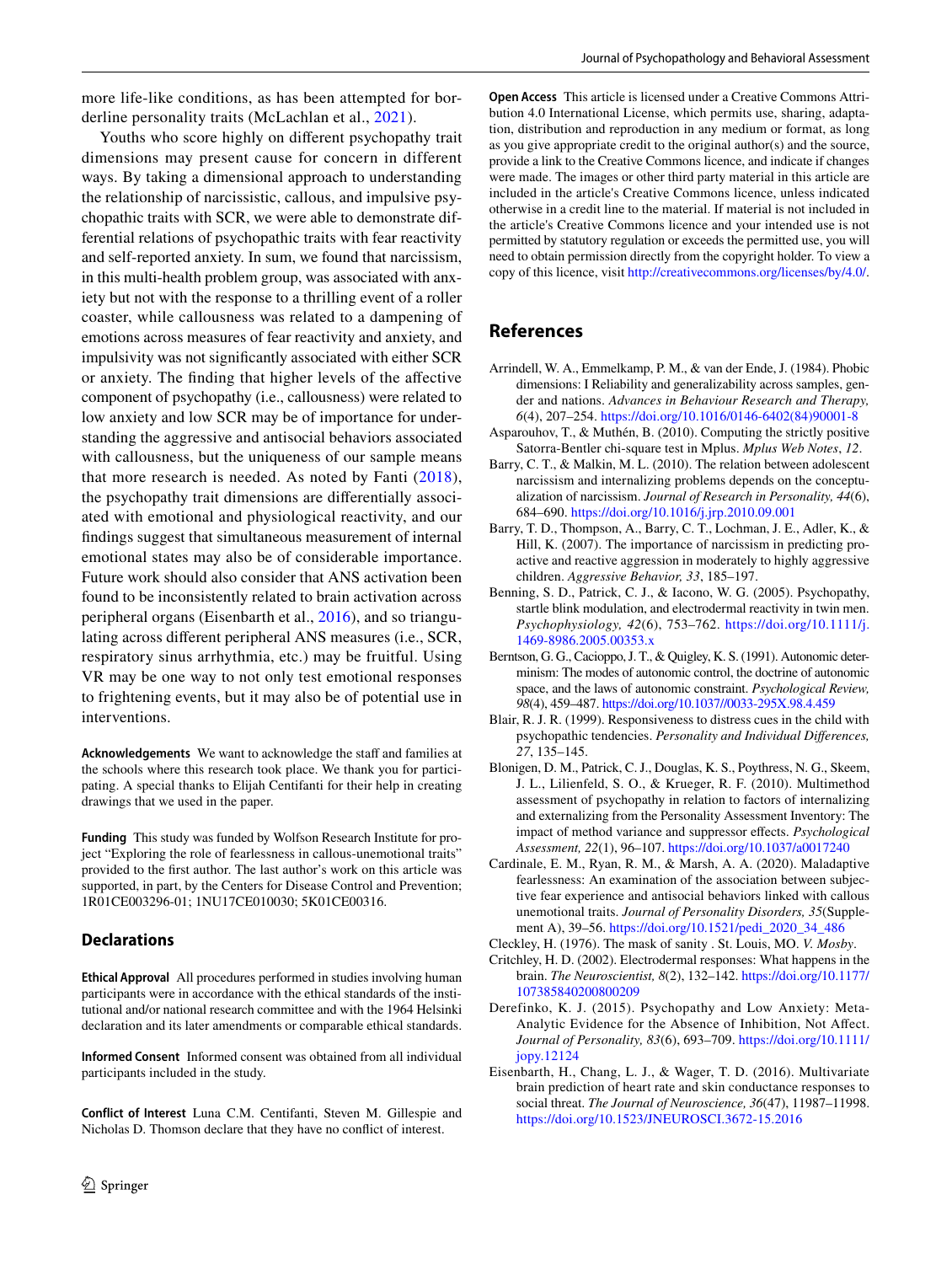more life-like conditions, as has been attempted for borderline personality traits (McLachlan et al., 2021).

Youths who score highly on different psychopathy trait dimensions may present cause for concern in different ways. By taking a dimensional approach to understanding the relationship of narcissistic, callous, and impulsive psychopathic traits with SCR, we were able to demonstrate differential relations of psychopathic traits with fear reactivity and self-reported anxiety. In sum, we found that narcissism, in this multi-health problem group, was associated with anxiety but not with the response to a thrilling event of a roller coaster, while callousness was related to a dampening of emotions across measures of fear reactivity and anxiety, and impulsivity was not significantly associated with either SCR or anxiety. The finding that higher levels of the affective component of psychopathy (i.e., callousness) were related to low anxiety and low SCR may be of importance for understanding the aggressive and antisocial behaviors associated with callousness, but the uniqueness of our sample means that more research is needed. As noted by Fanti (2018), the psychopathy trait dimensions are differentially associated with emotional and physiological reactivity, and our findings suggest that simultaneous measurement of internal emotional states may also be of considerable importance. Future work should also consider that ANS activation been found to be inconsistently related to brain activation across peripheral organs (Eisenbarth et al., 2016), and so triangulating across different peripheral ANS measures (i.e., SCR, respiratory sinus arrhythmia, etc.) may be fruitful. Using VR may be one way to not only test emotional responses to frightening events, but it may also be of potential use in interventions.

**Acknowledgements** We want to acknowledge the staff and families at the schools where this research took place. We thank you for participating. A special thanks to Elijah Centifanti for their help in creating drawings that we used in the paper.

**Funding** This study was funded by Wolfson Research Institute for project "Exploring the role of fearlessness in callous-unemotional traits" provided to the first author. The last author's work on this article was supported, in part, by the Centers for Disease Control and Prevention; 1R01CE003296-01; 1NU17CE010030; 5K01CE00316.

## Declarations

**Ethical Approval** All procedures performed in studies involving human participants were in accordance with the ethical standards of the institutional and/or national research committee and with the 1964 Helsinki declaration and its later amendments or comparable ethical standards.

**Informed Consent** Informed consent was obtained from all individual participants included in the study.

**Conflict of Interest** Luna C.M. Centifanti, Steven M. Gillespie and Nicholas D. Thomson declare that they have no conflict of interest.

**Open Access** This article is licensed under a Creative Commons Attribution 4.0 International License, which permits use, sharing, adaptation, distribution and reproduction in any medium or format, as long as you give appropriate credit to the original author(s) and the source, provide a link to the Creative Commons licence, and indicate if changes were made. The images or other third party material in this article are included in the article's Creative Commons licence, unless indicated otherwise in a credit line to the material. If material is not included in the article's Creative Commons licence and your intended use is not permitted by statutory regulation or exceeds the permitted use, you will need to obtain permission directly from the copyright holder. To view a copy of this licence, visit http://creativecommons.org/licenses/by/4.0/.

## References

Arrindell, W. A., Emmelkamp, P. M., & van der Ende, J. (1984). Phobic dimensions: I Reliability and generalizability across samples, gender and nations. *Advances in Behaviour Research and Therapy, 6*(4), 207–254. https://doi.org/10.1016/0146-6402(84)90001-8

Asparouhov, T., & Muthén, B. (2010). Computing the strictly positive Satorra-Bentler chi-square test in Mplus. *Mplus Web Notes*, *12*.

Barry, C. T., & Malkin, M. L. (2010). The relation between adolescent narcissism and internalizing problems depends on the conceptualization of narcissism. *Journal of Research in Personality, 44*(6), 684–690. https://doi.org/10.1016/j.jrp.2010.09.001

Barry, T. D., Thompson, A., Barry, C. T., Lochman, J. E., Adler, K., & Hill, K. (2007). The importance of narcissism in predicting proactive and reactive aggression in moderately to highly aggressive children. *Aggressive Behavior, 33*, 185–197.

Benning, S. D., Patrick, C. J., & Iacono, W. G. (2005). Psychopathy, startle blink modulation, and electrodermal reactivity in twin men. *Psychophysiology, 42*(6), 753–762. https://doi.org/10.1111/j.1469-8986.2005.00353.x

Berntson, G. G., Cacioppo, J. T., & Quigley, K. S. (1991). Autonomic determinism: The modes of autonomic control, the doctrine of autonomic space, and the laws of autonomic constraint. *Psychological Review, 98*(4), 459–487. https://doi.org/10.1037//0033-295X.98.4.459

Blair, R. J. R. (1999). Responsiveness to distress cues in the child with psychopathic tendencies. *Personality and Individual Differences, 27*, 135–145.

Blonigen, D. M., Patrick, C. J., Douglas, K. S., Poythress, N. G., Skeem, J. L., Lilienfeld, S. O., & Krueger, R. F. (2010). Multimethod assessment of psychopathy in relation to factors of internalizing and externalizing from the Personality Assessment Inventory: The impact of method variance and suppressor effects. *Psychological Assessment, 22*(1), 96–107. https://doi.org/10.1037/a0017240

Cardinale, E. M., Ryan, R. M., & Marsh, A. A. (2020). Maladaptive fearlessness: An examination of the association between subjective fear experience and antisocial behaviors linked with callous unemotional traits. *Journal of Personality Disorders, 35*(Supplement A), 39–56. https://doi.org/10.1521/pedi_2020_34_486

Cleckley, H. (1976). The mask of sanity . St. Louis, MO. *V. Mosby*.

Critchley, H. D. (2002). Electrodermal responses: What happens in the brain. *The Neuroscientist, 8*(2), 132–142. https://doi.org/10.1177/107385840200800209

Derefinko, K. J. (2015). Psychopathy and Low Anxiety: Meta-Analytic Evidence for the Absence of Inhibition, Not Affect. *Journal of Personality, 83*(6), 693–709. https://doi.org/10.1111/jopy.12124

Eisenbarth, H., Chang, L. J., & Wager, T. D. (2016). Multivariate brain prediction of heart rate and skin conductance responses to social threat. *The Journal of Neuroscience, 36*(47), 11987–11998. https://doi.org/10.1523/JNEUROSCI.3672-15.2016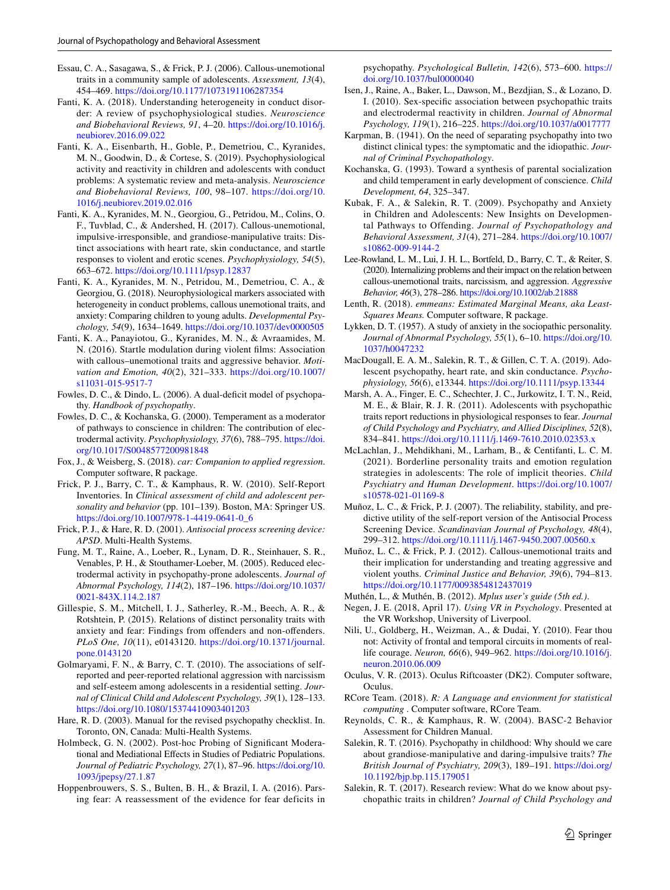Essau, C. A., Sasagawa, S., & Frick, P. J. (2006). Callous-unemotional traits in a community sample of adolescents. *Assessment, 13*(4), 454–469. https://doi.org/10.1177/1073191106287354

Fanti, K. A. (2018). Understanding heterogeneity in conduct disorder: A review of psychophysiological studies. *Neuroscience and Biobehavioral Reviews, 91*, 4–20. https://doi.org/10.1016/j.neubiorev.2016.09.022

Fanti, K. A., Eisenbarth, H., Goble, P., Demetriou, C., Kyranides, M. N., Goodwin, D., & Cortese, S. (2019). Psychophysiological activity and reactivity in children and adolescents with conduct problems: A systematic review and meta-analysis. *Neuroscience and Biobehavioral Reviews, 100*, 98–107. https://doi.org/10.1016/j.neubiorev.2019.02.016

Fanti, K. A., Kyranides, M. N., Georgiou, G., Petridou, M., Colins, O. F., Tuvblad, C., & Andershed, H. (2017). Callous-unemotional, impulsive-irresponsible, and grandiose-manipulative traits: Distinct associations with heart rate, skin conductance, and startle responses to violent and erotic scenes. *Psychophysiology, 54*(5), 663–672. https://doi.org/10.1111/psyp.12837

Fanti, K. A., Kyranides, M. N., Petridou, M., Demetriou, C. A., & Georgiou, G. (2018). Neurophysiological markers associated with heterogeneity in conduct problems, callous unemotional traits, and anxiety: Comparing children to young adults. *Developmental Psychology, 54*(9), 1634–1649. https://doi.org/10.1037/dev0000505

Fanti, K. A., Panayiotou, G., Kyranides, M. N., & Avraamides, M. N. (2016). Startle modulation during violent films: Association with callous–unemotional traits and aggressive behavior. *Motivation and Emotion, 40*(2), 321–333. https://doi.org/10.1007/s11031-015-9517-7

Fowles, D. C., & Dindo, L. (2006). A dual-deficit model of psychopathy. *Handbook of psychopathy*.

Fowles, D. C., & Kochanska, G. (2000). Temperament as a moderator of pathways to conscience in children: The contribution of electrodermal activity. *Psychophysiology, 37*(6), 788–795. https://doi.org/10.1017/S0048577200981848

Fox, J., & Weisberg, S. (2018). *car: Companion to applied regression*. Computer software, R package.

Frick, P. J., Barry, C. T., & Kamphaus, R. W. (2010). Self-Report Inventories. In *Clinical assessment of child and adolescent personality and behavior* (pp. 101–139). Boston, MA: Springer US. https://doi.org/10.1007/978-1-4419-0641-0_6

Frick, P. J., & Hare, R. D. (2001). *Antisocial process screening device: APSD*. Multi-Health Systems.

Fung, M. T., Raine, A., Loeber, R., Lynam, D. R., Steinhauer, S. R., Venables, P. H., & Stouthamer-Loeber, M. (2005). Reduced electrodermal activity in psychopathy-prone adolescents. *Journal of Abnormal Psychology, 114*(2), 187–196. https://doi.org/10.1037/0021-843X.114.2.187

Gillespie, S. M., Mitchell, I. J., Satherley, R.-M., Beech, A. R., & Rotshtein, P. (2015). Relations of distinct personality traits with anxiety and fear: Findings from offenders and non-offenders. *PLoS One, 10*(11), e0143120. https://doi.org/10.1371/journal.pone.0143120

Golmaryami, F. N., & Barry, C. T. (2010). The associations of self-reported and peer-reported relational aggression with narcissism and self-esteem among adolescents in a residential setting. *Journal of Clinical Child and Adolescent Psychology, 39*(1), 128–133. https://doi.org/10.1080/15374410903401203

Hare, R. D. (2003). Manual for the revised psychopathy checklist. In. Toronto, ON, Canada: Multi-Health Systems.

Holmbeck, G. N. (2002). Post-hoc Probing of Significant Moderational and Mediational Effects in Studies of Pediatric Populations. *Journal of Pediatric Psychology, 27*(1), 87–96. https://doi.org/10.1093/jpepsy/27.1.87

Hoppenbrouwers, S. S., Bulten, B. H., & Brazil, I. A. (2016). Parsing fear: A reassessment of the evidence for fear deficits in psychopathy. *Psychological Bulletin, 142*(6), 573–600. https://doi.org/10.1037/bul0000040

Isen, J., Raine, A., Baker, L., Dawson, M., Bezdjian, S., & Lozano, D. I. (2010). Sex-specific association between psychopathic traits and electrodermal reactivity in children. *Journal of Abnormal Psychology, 119*(1), 216–225. https://doi.org/10.1037/a0017777

Karpman, B. (1941). On the need of separating psychopathy into two distinct clinical types: the symptomatic and the idiopathic. *Journal of Criminal Psychopathology*.

Kochanska, G. (1993). Toward a synthesis of parental socialization and child temperament in early development of conscience. *Child Development, 64*, 325–347.

Kubak, F. A., & Salekin, R. T. (2009). Psychopathy and Anxiety in Children and Adolescents: New Insights on Developmental Pathways to Offending. *Journal of Psychopathology and Behavioral Assessment, 31*(4), 271–284. https://doi.org/10.1007/s10862-009-9144-2

Lee-Rowland, L. M., Lui, J. H. L., Bortfeld, D., Barry, C. T., & Reiter, S. (2020). Internalizing problems and their impact on the relation between callous-unemotional traits, narcissism, and aggression. *Aggressive Behavior, 46*(3), 278–286. https://doi.org/10.1002/ab.21888

Lenth, R. (2018). *emmeans: Estimated Marginal Means, aka Least-Squares Means.* Computer software, R package.

Lykken, D. T. (1957). A study of anxiety in the sociopathic personality. *Journal of Abnormal Psychology, 55*(1), 6–10. https://doi.org/10.1037/h0047232

MacDougall, E. A. M., Salekin, R. T., & Gillen, C. T. A. (2019). Adolescent psychopathy, heart rate, and skin conductance. *Psychophysiology, 56*(6), e13344. https://doi.org/10.1111/psyp.13344

Marsh, A. A., Finger, E. C., Schechter, J. C., Jurkowitz, I. T. N., Reid, M. E., & Blair, R. J. R. (2011). Adolescents with psychopathic traits report reductions in physiological responses to fear. *Journal of Child Psychology and Psychiatry, and Allied Disciplines, 52*(8), 834–841. https://doi.org/10.1111/j.1469-7610.2010.02353.x

McLachlan, J., Mehdikhani, M., Larham, B., & Centifanti, L. C. M. (2021). Borderline personality traits and emotion regulation strategies in adolescents: The role of implicit theories. *Child Psychiatry and Human Development*. https://doi.org/10.1007/s10578-021-01169-8

Muñoz, L. C., & Frick, P. J. (2007). The reliability, stability, and predictive utility of the self-report version of the Antisocial Process Screening Device. *Scandinavian Journal of Psychology, 48*(4), 299–312. https://doi.org/10.1111/j.1467-9450.2007.00560.x

Muñoz, L. C., & Frick, P. J. (2012). Callous-unemotional traits and their implication for understanding and treating aggressive and violent youths. *Criminal Justice and Behavior, 39*(6), 794–813. https://doi.org/10.1177/0093854812437019

Muthén, L., & Muthén, B. (2012). *Mplus user's guide (5th ed.)*.

Negen, J. E. (2018, April 17). *Using VR in Psychology*. Presented at the VR Workshop, University of Liverpool.

Nili, U., Goldberg, H., Weizman, A., & Dudai, Y. (2010). Fear thou not: Activity of frontal and temporal circuits in moments of real-life courage. *Neuron, 66*(6), 949–962. https://doi.org/10.1016/j.neuron.2010.06.009

Oculus, V. R. (2013). Oculus Riftcoaster (DK2). Computer software, Oculus.

RCore Team. (2018). *R: A Language and envionment for statistical computing* . Computer software, RCore Team.

Reynolds, C. R., & Kamphaus, R. W. (2004). BASC-2 Behavior Assessment for Children Manual.

Salekin, R. T. (2016). Psychopathy in childhood: Why should we care about grandiose-manipulative and daring-impulsive traits? *The British Journal of Psychiatry, 209*(3), 189–191. https://doi.org/10.1192/bjp.bp.115.179051

Salekin, R. T. (2017). Research review: What do we know about psychopathic traits in children? *Journal of Child Psychology and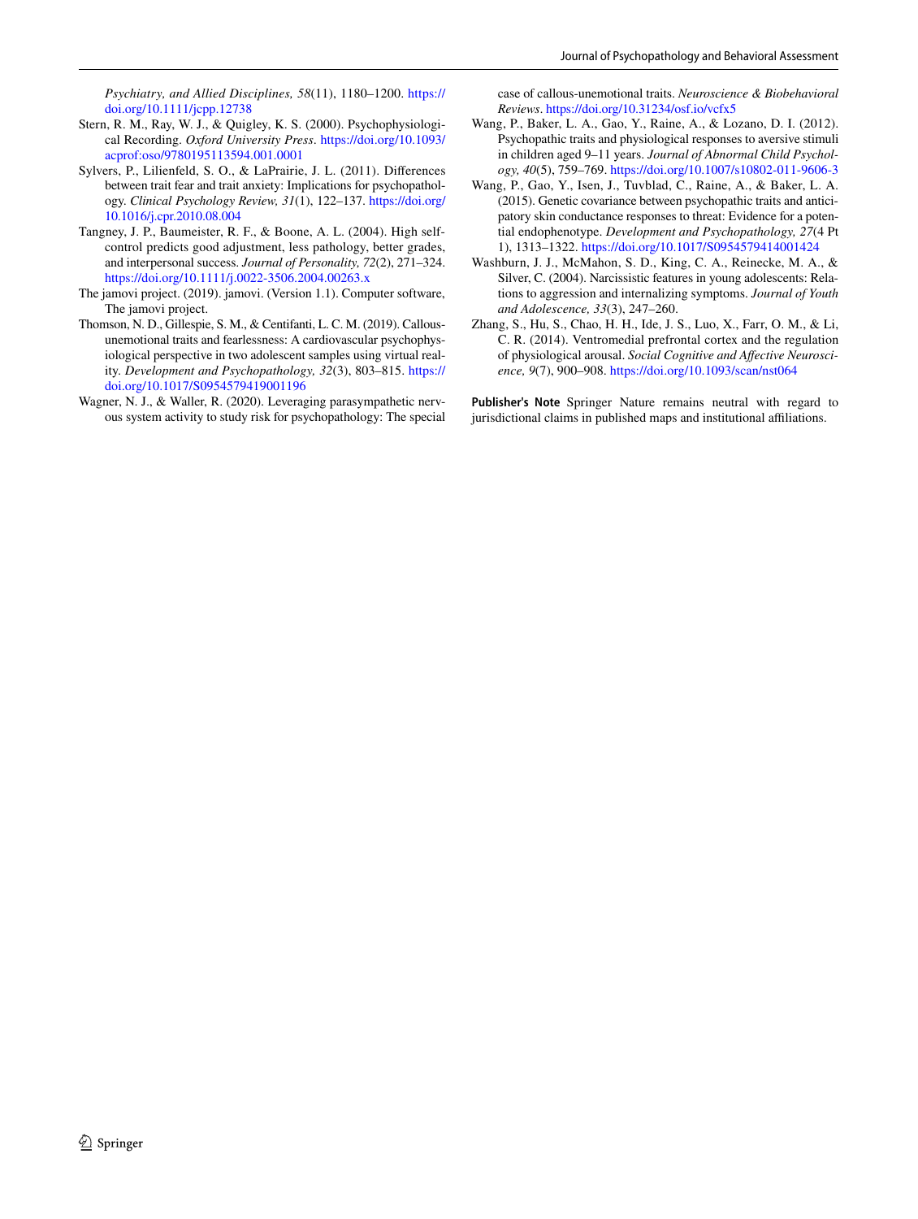*Psychiatry, and Allied Disciplines, 58*(11), 1180–1200. https://doi.org/10.1111/jcpp.12738

Stern, R. M., Ray, W. J., & Quigley, K. S. (2000). Psychophysiological Recording. *Oxford University Press*. https://doi.org/10.1093/acprof:oso/9780195113594.001.0001

Sylvers, P., Lilienfeld, S. O., & LaPrairie, J. L. (2011). Differences between trait fear and trait anxiety: Implications for psychopathology. *Clinical Psychology Review, 31*(1), 122–137. https://doi.org/10.1016/j.cpr.2010.08.004

Tangney, J. P., Baumeister, R. F., & Boone, A. L. (2004). High self-control predicts good adjustment, less pathology, better grades, and interpersonal success. *Journal of Personality, 72*(2), 271–324. https://doi.org/10.1111/j.0022-3506.2004.00263.x

The jamovi project. (2019). jamovi. (Version 1.1). Computer software, The jamovi project.

Thomson, N. D., Gillespie, S. M., & Centifanti, L. C. M. (2019). Callous-unemotional traits and fearlessness: A cardiovascular psychophysiological perspective in two adolescent samples using virtual reality. *Development and Psychopathology, 32*(3), 803–815. https://doi.org/10.1017/S0954579419001196

Wagner, N. J., & Waller, R. (2020). Leveraging parasympathetic nervous system activity to study risk for psychopathology: The special case of callous-unemotional traits. *Neuroscience & Biobehavioral Reviews*. https://doi.org/10.31234/osf.io/vcfx5

Wang, P., Baker, L. A., Gao, Y., Raine, A., & Lozano, D. I. (2012). Psychopathic traits and physiological responses to aversive stimuli in children aged 9–11 years. *Journal of Abnormal Child Psychology, 40*(5), 759–769. https://doi.org/10.1007/s10802-011-9606-3

Wang, P., Gao, Y., Isen, J., Tuvblad, C., Raine, A., & Baker, L. A. (2015). Genetic covariance between psychopathic traits and anticipatory skin conductance responses to threat: Evidence for a potential endophenotype. *Development and Psychopathology, 27*(4 Pt 1), 1313–1322. https://doi.org/10.1017/S0954579414001424

Washburn, J. J., McMahon, S. D., King, C. A., Reinecke, M. A., & Silver, C. (2004). Narcissistic features in young adolescents: Relations to aggression and internalizing symptoms. *Journal of Youth and Adolescence, 33*(3), 247–260.

Zhang, S., Hu, S., Chao, H. H., Ide, J. S., Luo, X., Farr, O. M., & Li, C. R. (2014). Ventromedial prefrontal cortex and the regulation of physiological arousal. *Social Cognitive and Affective Neuroscience, 9*(7), 900–908. https://doi.org/10.1093/scan/nst064

**Publisher's Note** Springer Nature remains neutral with regard to jurisdictional claims in published maps and institutional affiliations.